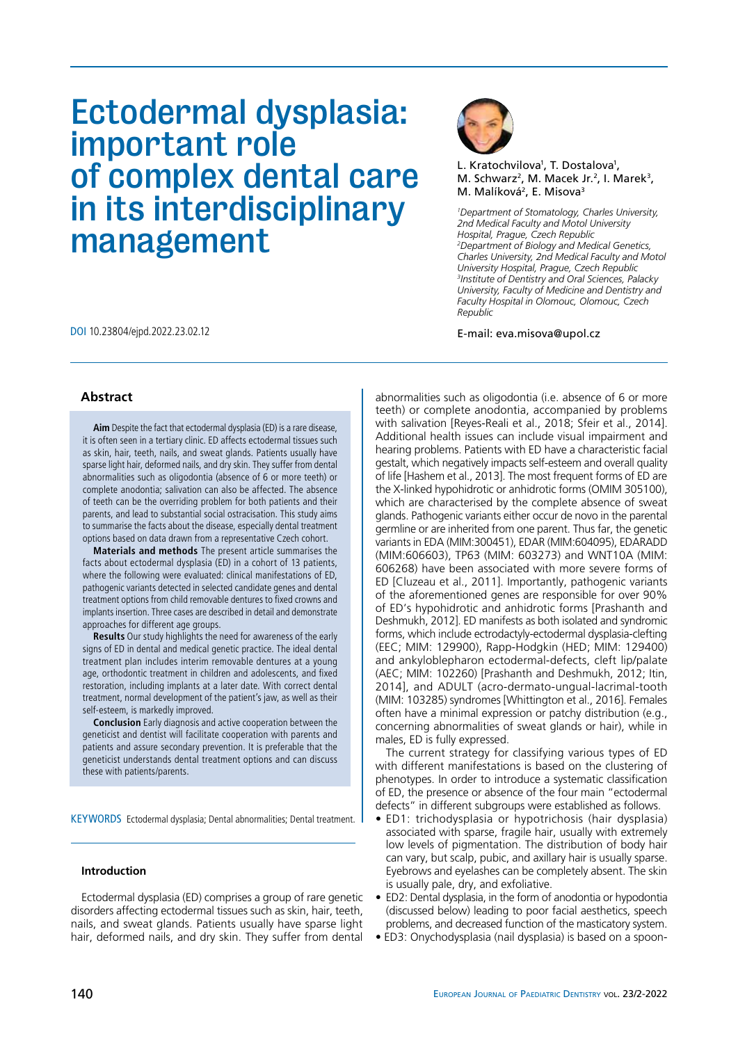# Ectodermal dysplasia: important role of complex dental care in its interdisciplinary management

L. Kratochvilova[1], T. Dostalova[1], M. Schwarz[2], M. Macek Jr.[2], I. Marek[3], M. Malíková[2], E. Misova[3]

[1]*Department of Stomatology, Charles University, 2nd Medical Faculty and Motol University Hospital, Prague, Czech Republic*
[2]*Department of Biology and Medical Genetics, Charles University, 2nd Medical Faculty and Motol University Hospital, Prague, Czech Republic*
[3]*Institute of Dentistry and Oral Sciences, Palacky University, Faculty of Medicine and Dentistry and Faculty Hospital in Olomouc, Olomouc, Czech Republic*

E-mail: eva.misova@upol.cz

DOI 10.23804/ejpd.2022.23.02.12

## Abstract

**Aim** Despite the fact that ectodermal dysplasia (ED) is a rare disease, it is often seen in a tertiary clinic. ED affects ectodermal tissues such as skin, hair, teeth, nails, and sweat glands. Patients usually have sparse light hair, deformed nails, and dry skin. They suffer from dental abnormalities such as oligodontia (absence of 6 or more teeth) or complete anodontia; salivation can also be affected. The absence of teeth can be the overriding problem for both patients and their parents, and lead to substantial social ostracisation. This study aims to summarise the facts about the disease, especially dental treatment options based on data drawn from a representative Czech cohort.

**Materials and methods** The present article summarises the facts about ectodermal dysplasia (ED) in a cohort of 13 patients, where the following were evaluated: clinical manifestations of ED, pathogenic variants detected in selected candidate genes and dental treatment options from child removable dentures to fixed crowns and implants insertion. Three cases are described in detail and demonstrate approaches for different age groups.

**Results** Our study highlights the need for awareness of the early signs of ED in dental and medical genetic practice. The ideal dental treatment plan includes interim removable dentures at a young age, orthodontic treatment in children and adolescents, and fixed restoration, including implants at a later date. With correct dental treatment, normal development of the patient's jaw, as well as their self-esteem, is markedly improved.

**Conclusion** Early diagnosis and active cooperation between the geneticist and dentist will facilitate cooperation with parents and patients and assure secondary prevention. It is preferable that the geneticist understands dental treatment options and can discuss these with patients/parents.

KEYWORDS Ectodermal dysplasia; Dental abnormalities; Dental treatment.

## Introduction

Ectodermal dysplasia (ED) comprises a group of rare genetic disorders affecting ectodermal tissues such as skin, hair, teeth, nails, and sweat glands. Patients usually have sparse light hair, deformed nails, and dry skin. They suffer from dental abnormalities such as oligodontia (i.e. absence of 6 or more teeth) or complete anodontia, accompanied by problems with salivation [Reyes-Reali et al., 2018; Sfeir et al., 2014]. Additional health issues can include visual impairment and hearing problems. Patients with ED have a characteristic facial gestalt, which negatively impacts self-esteem and overall quality of life [Hashem et al., 2013]. The most frequent forms of ED are the X-linked hypohidrotic or anhidrotic forms (OMIM 305100), which are characterised by the complete absence of sweat glands. Pathogenic variants either occur de novo in the parental germline or are inherited from one parent. Thus far, the genetic variants in EDA (MIM:300451), EDAR (MIM:604095), EDARADD (MIM:606603), TP63 (MIM: 603273) and WNT10A (MIM: 606268) have been associated with more severe forms of ED [Cluzeau et al., 2011]. Importantly, pathogenic variants of the aforementioned genes are responsible for over 90% of ED's hypohidrotic and anhidrotic forms [Prashanth and Deshmukh, 2012]. ED manifests as both isolated and syndromic forms, which include ectrodactyly-ectodermal dysplasia-clefting (EEC; MIM: 129900), Rapp-Hodgkin (HED; MIM: 129400) and ankyloblepharon ectodermal-defects, cleft lip/palate (AEC; MIM: 102260) [Prashanth and Deshmukh, 2012; Itin, 2014], and ADULT (acro-dermato-ungual-lacrimal-tooth (MIM: 103285) syndromes [Whittington et al., 2016]. Females often have a minimal expression or patchy distribution (e.g., concerning abnormalities of sweat glands or hair), while in males, ED is fully expressed.

The current strategy for classifying various types of ED with different manifestations is based on the clustering of phenotypes. In order to introduce a systematic classification of ED, the presence or absence of the four main "ectodermal defects" in different subgroups were established as follows.

- ED1: trichodysplasia or hypotrichosis (hair dysplasia) associated with sparse, fragile hair, usually with extremely low levels of pigmentation. The distribution of body hair can vary, but scalp, pubic, and axillary hair is usually sparse. Eyebrows and eyelashes can be completely absent. The skin is usually pale, dry, and exfoliative.
- ED2: Dental dysplasia, in the form of anodontia or hypodontia (discussed below) leading to poor facial aesthetics, speech problems, and decreased function of the masticatory system.
- ED3: Onychodysplasia (nail dysplasia) is based on a spoon-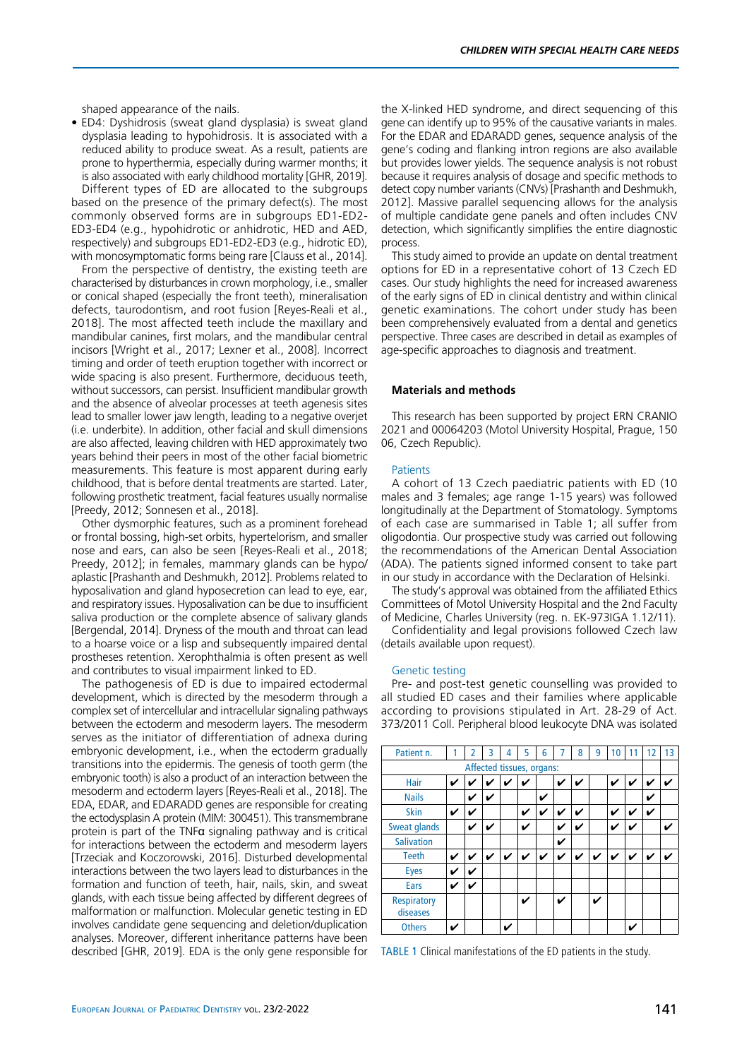shaped appearance of the nails.

- ED4: Dyshidrosis (sweat gland dysplasia) is sweat gland dysplasia leading to hypohidrosis. It is associated with a reduced ability to produce sweat. As a result, patients are prone to hyperthermia, especially during warmer months; it is also associated with early childhood mortality [GHR, 2019].

Different types of ED are allocated to the subgroups based on the presence of the primary defect(s). The most commonly observed forms are in subgroups ED1-ED2-ED3-ED4 (e.g., hypohidrotic or anhidrotic, HED and AED, respectively) and subgroups ED1-ED2-ED3 (e.g., hidrotic ED), with monosymptomatic forms being rare [Clauss et al., 2014].

From the perspective of dentistry, the existing teeth are characterised by disturbances in crown morphology, i.e., smaller or conical shaped (especially the front teeth), mineralisation defects, taurodontism, and root fusion [Reyes-Reali et al., 2018]. The most affected teeth include the maxillary and mandibular canines, first molars, and the mandibular central incisors [Wright et al., 2017; Lexner et al., 2008]. Incorrect timing and order of teeth eruption together with incorrect or wide spacing is also present. Furthermore, deciduous teeth, without successors, can persist. Insufficient mandibular growth and the absence of alveolar processes at teeth agenesis sites lead to smaller lower jaw length, leading to a negative overjet (i.e. underbite). In addition, other facial and skull dimensions are also affected, leaving children with HED approximately two years behind their peers in most of the other facial biometric measurements. This feature is most apparent during early childhood, that is before dental treatments are started. Later, following prosthetic treatment, facial features usually normalise [Preedy, 2012; Sonnesen et al., 2018].

Other dysmorphic features, such as a prominent forehead or frontal bossing, high-set orbits, hypertelorism, and smaller nose and ears, can also be seen [Reyes-Reali et al., 2018; Preedy, 2012]; in females, mammary glands can be hypo/aplastic [Prashanth and Deshmukh, 2012]. Problems related to hyposalivation and gland hyposecretion can lead to eye, ear, and respiratory issues. Hyposalivation can be due to insufficient saliva production or the complete absence of salivary glands [Bergendal, 2014]. Dryness of the mouth and throat can lead to a hoarse voice or a lisp and subsequently impaired dental prostheses retention. Xerophthalmia is often present as well and contributes to visual impairment linked to ED.

The pathogenesis of ED is due to impaired ectodermal development, which is directed by the mesoderm through a complex set of intercellular and intracellular signaling pathways between the ectoderm and mesoderm layers. The mesoderm serves as the initiator of differentiation of adnexa during embryonic development, i.e., when the ectoderm gradually transitions into the epidermis. The genesis of tooth germ (the embryonic tooth) is also a product of an interaction between the mesoderm and ectoderm layers [Reyes-Reali et al., 2018]. The EDA, EDAR, and EDARADD genes are responsible for creating the ectodysplasin A protein (MIM: 300451). This transmembrane protein is part of the TNFα signaling pathway and is critical for interactions between the ectoderm and mesoderm layers [Trzeciak and Koczorowski, 2016]. Disturbed developmental interactions between the two layers lead to disturbances in the formation and function of teeth, hair, nails, skin, and sweat glands, with each tissue being affected by different degrees of malformation or malfunction. Molecular genetic testing in ED involves candidate gene sequencing and deletion/duplication analyses. Moreover, different inheritance patterns have been described [GHR, 2019]. EDA is the only gene responsible for the X-linked HED syndrome, and direct sequencing of this gene can identify up to 95% of the causative variants in males. For the EDAR and EDARADD genes, sequence analysis of the gene's coding and flanking intron regions are also available but provides lower yields. The sequence analysis is not robust because it requires analysis of dosage and specific methods to detect copy number variants (CNVs) [Prashanth and Deshmukh, 2012]. Massive parallel sequencing allows for the analysis of multiple candidate gene panels and often includes CNV detection, which significantly simplifies the entire diagnostic process.

This study aimed to provide an update on dental treatment options for ED in a representative cohort of 13 Czech ED cases. Our study highlights the need for increased awareness of the early signs of ED in clinical dentistry and within clinical genetic examinations. The cohort under study has been been comprehensively evaluated from a dental and genetics perspective. Three cases are described in detail as examples of age-specific approaches to diagnosis and treatment.

## Materials and methods

This research has been supported by project ERN CRANIO 2021 and 00064203 (Motol University Hospital, Prague, 150 06, Czech Republic).

### Patients

A cohort of 13 Czech paediatric patients with ED (10 males and 3 females; age range 1-15 years) was followed longitudinally at the Department of Stomatology. Symptoms of each case are summarised in Table 1; all suffer from oligodontia. Our prospective study was carried out following the recommendations of the American Dental Association (ADA). The patients signed informed consent to take part in our study in accordance with the Declaration of Helsinki.

The study's approval was obtained from the affiliated Ethics Committees of Motol University Hospital and the 2nd Faculty of Medicine, Charles University (reg. n. EK-973IGA 1.12/11).

Confidentiality and legal provisions followed Czech law (details available upon request).

### Genetic testing

Pre- and post-test genetic counselling was provided to all studied ED cases and their families where applicable according to provisions stipulated in Art. 28-29 of Act. 373/2011 Coll. Peripheral blood leukocyte DNA was isolated

| Patient n. | 1 | 2 | 3 | 4 | 5 | 6 | 7 | 8 | 9 | 10 | 11 | 12 | 13 |
|---|---|---|---|---|---|---|---|---|---|---|---|---|---|
| Affected tissues, organs: | | | | | | | | | | | | | |
| Hair | ✔ | ✔ | ✔ | ✔ | ✔ | | ✔ | ✔ | | ✔ | ✔ | ✔ | ✔ |
| Nails | | ✔ | ✔ | | | ✔ | | | | | | ✔ | |
| Skin | ✔ | ✔ | | | ✔ | ✔ | ✔ | ✔ | | ✔ | ✔ | ✔ | |
| Sweat glands | | ✔ | ✔ | | ✔ | | ✔ | ✔ | | ✔ | ✔ | | ✔ |
| Salivation | | | | | | | ✔ | | | | | | |
| Teeth | ✔ | ✔ | ✔ | ✔ | ✔ | ✔ | ✔ | ✔ | ✔ | ✔ | ✔ | ✔ | ✔ |
| Eyes | ✔ | ✔ | | | | | | | | | | | |
| Ears | ✔ | ✔ | | | | | | | | | | | |
| Respiratory diseases | | | | | ✔ | | ✔ | | ✔ | | | | |
| Others | ✔ | | | ✔ | | | | | | | ✔ | | |

TABLE 1 Clinical manifestations of the ED patients in the study.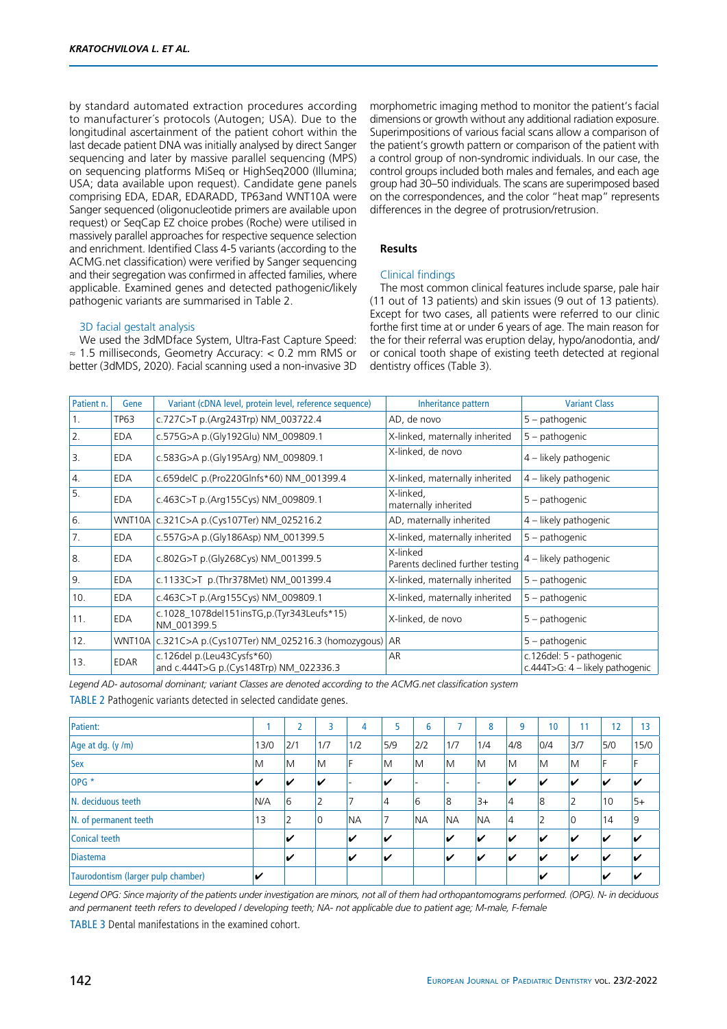by standard automated extraction procedures according to manufacturer´s protocols (Autogen; USA). Due to the longitudinal ascertainment of the patient cohort within the last decade patient DNA was initially analysed by direct Sanger sequencing and later by massive parallel sequencing (MPS) on sequencing platforms MiSeq or HighSeq2000 (Illumina; USA; data available upon request). Candidate gene panels comprising EDA, EDAR, EDARADD, TP63and WNT10A were Sanger sequenced (oligonucleotide primers are available upon request) or SeqCap EZ choice probes (Roche) were utilised in massively parallel approaches for respective sequence selection and enrichment. Identified Class 4-5 variants (according to the ACMG.net classification) were verified by Sanger sequencing and their segregation was confirmed in affected families, where applicable. Examined genes and detected pathogenic/likely pathogenic variants are summarised in Table 2.

### 3D facial gestalt analysis

We used the 3dMDface System, Ultra-Fast Capture Speed: ≈ 1.5 milliseconds, Geometry Accuracy: < 0.2 mm RMS or better (3dMDS, 2020). Facial scanning used a non-invasive 3D morphometric imaging method to monitor the patient's facial dimensions or growth without any additional radiation exposure. Superimpositions of various facial scans allow a comparison of the patient's growth pattern or comparison of the patient with a control group of non-syndromic individuals. In our case, the control groups included both males and females, and each age group had 30–50 individuals. The scans are superimposed based on the correspondences, and the color "heat map" represents differences in the degree of protrusion/retrusion.

## Results

### Clinical findings

The most common clinical features include sparse, pale hair (11 out of 13 patients) and skin issues (9 out of 13 patients). Except for two cases, all patients were referred to our clinic forthe first time at or under 6 years of age. The main reason for the for their referral was eruption delay, hypo/anodontia, and/ or conical tooth shape of existing teeth detected at regional dentistry offices (Table 3).

| Patient n. | Gene | Variant (cDNA level, protein level, reference sequence) | Inheritance pattern | Variant Class |
|---|---|---|---|---|
| 1. | TP63 | c.727C>T p.(Arg243Trp) NM_003722.4 | AD, de novo | 5 – pathogenic |
| 2. | EDA | c.575G>A p.(Gly192Glu) NM_009809.1 | X-linked, maternally inherited | 5 – pathogenic |
| 3. | EDA | c.583G>A p.(Gly195Arg) NM_009809.1 | X-linked, de novo | 4 – likely pathogenic |
| 4. | EDA | c.659delC p.(Pro220Glnfs*60) NM_001399.4 | X-linked, maternally inherited | 4 – likely pathogenic |
| 5. | EDA | c.463C>T p.(Arg155Cys) NM_009809.1 | X-linked, maternally inherited | 5 – pathogenic |
| 6. | WNT10A | c.321C>A p.(Cys107Ter) NM_025216.2 | AD, maternally inherited | 4 – likely pathogenic |
| 7. | EDA | c.557G>A p.(Gly186Asp) NM_001399.5 | X-linked, maternally inherited | 5 – pathogenic |
| 8. | EDA | c.802G>T p.(Gly268Cys) NM_001399.5 | X-linked Parents declined further testing | 4 – likely pathogenic |
| 9. | EDA | c.1133C>T p.(Thr378Met) NM_001399.4 | X-linked, maternally inherited | 5 – pathogenic |
| 10. | EDA | c.463C>T p.(Arg155Cys) NM_009809.1 | X-linked, maternally inherited | 5 – pathogenic |
| 11. | EDA | c.1028_1078del151insTG,p.(Tyr343Leufs*15) NM_001399.5 | X-linked, de novo | 5 – pathogenic |
| 12. | WNT10A | c.321C>A p.(Cys107Ter) NM_025216.3 (homozygous) | AR | 5 – pathogenic |
| 13. | EDAR | c.126del p.(Leu43Cysfs*60) and c.444T>G p.(Cys148Trp) NM_022336.3 | AR | c.126del: 5 - pathogenic c.444T>G: 4 – likely pathogenic |

*Legend AD- autosomal dominant; variant Classes are denoted according to the ACMG.net classification system*

TABLE 2 Pathogenic variants detected in selected candidate genes.

| Patient: | 1 | 2 | 3 | 4 | 5 | 6 | 7 | 8 | 9 | 10 | 11 | 12 | 13 |
|---|---|---|---|---|---|---|---|---|---|---|---|---|---|
| Age at dg. (y /m) | 13/0 | 2/1 | 1/7 | 1/2 | 5/9 | 2/2 | 1/7 | 1/4 | 4/8 | 0/4 | 3/7 | 5/0 | 15/0 |
| Sex | M | M | M | F | M | M | M | M | M | M | M | F | F |
| OPG * | ✔ | ✔ | ✔ | - | ✔ | - | - | - | ✔ | ✔ | ✔ | ✔ | ✔ |
| N. deciduous teeth | N/A | 6 | 2 | 7 | 4 | 6 | 8 | 3+ | 4 | 8 | 2 | 10 | 5+ |
| N. of permanent teeth | 13 | 2 | 0 | NA | 7 | NA | NA | NA | 4 | 2 | 0 | 14 | 9 |
| Conical teeth | | ✔ | | ✔ | ✔ | | ✔ | ✔ | ✔ | ✔ | ✔ | ✔ | ✔ |
| Diastema | | ✔ | | ✔ | ✔ | | ✔ | ✔ | ✔ | ✔ | ✔ | ✔ | ✔ |
| Taurodontism (larger pulp chamber) | ✔ | | | | | | | | | ✔ | | ✔ | ✔ |

*Legend OPG: Since majority of the patients under investigation are minors, not all of them had orthopantomograms performed. (OPG). N- in deciduous and permanent teeth refers to developed / developing teeth; NA- not applicable due to patient age; M-male, F-female*

TABLE 3 Dental manifestations in the examined cohort.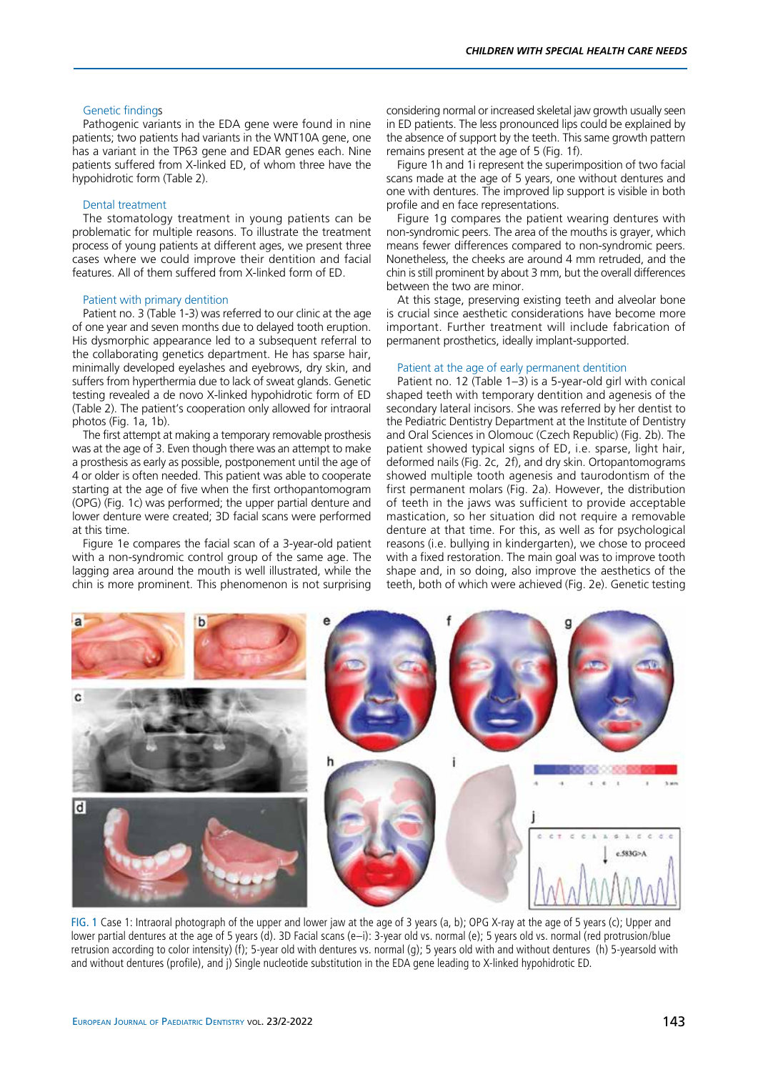### Genetic findings

Pathogenic variants in the EDA gene were found in nine patients; two patients had variants in the WNT10A gene, one has a variant in the TP63 gene and EDAR genes each. Nine patients suffered from X-linked ED, of whom three have the hypohidrotic form (Table 2).

### Dental treatment

The stomatology treatment in young patients can be problematic for multiple reasons. To illustrate the treatment process of young patients at different ages, we present three cases where we could improve their dentition and facial features. All of them suffered from X-linked form of ED.

### Patient with primary dentition

Patient no. 3 (Table 1-3) was referred to our clinic at the age of one year and seven months due to delayed tooth eruption. His dysmorphic appearance led to a subsequent referral to the collaborating genetics department. He has sparse hair, minimally developed eyelashes and eyebrows, dry skin, and suffers from hyperthermia due to lack of sweat glands. Genetic testing revealed a de novo X-linked hypohidrotic form of ED (Table 2). The patient's cooperation only allowed for intraoral photos (Fig. 1a, 1b).

The first attempt at making a temporary removable prosthesis was at the age of 3. Even though there was an attempt to make a prosthesis as early as possible, postponement until the age of 4 or older is often needed. This patient was able to cooperate starting at the age of five when the first orthopantomogram (OPG) (Fig. 1c) was performed; the upper partial denture and lower denture were created; 3D facial scans were performed at this time.

Figure 1e compares the facial scan of a 3-year-old patient with a non-syndromic control group of the same age. The lagging area around the mouth is well illustrated, while the chin is more prominent. This phenomenon is not surprising considering normal or increased skeletal jaw growth usually seen in ED patients. The less pronounced lips could be explained by the absence of support by the teeth. This same growth pattern remains present at the age of 5 (Fig. 1f).

Figure 1h and 1i represent the superimposition of two facial scans made at the age of 5 years, one without dentures and one with dentures. The improved lip support is visible in both profile and en face representations.

Figure 1g compares the patient wearing dentures with non-syndromic peers. The area of the mouths is grayer, which means fewer differences compared to non-syndromic peers. Nonetheless, the cheeks are around 4 mm retruded, and the chin is still prominent by about 3 mm, but the overall differences between the two are minor.

At this stage, preserving existing teeth and alveolar bone is crucial since aesthetic considerations have become more important. Further treatment will include fabrication of permanent prosthetics, ideally implant-supported.

### Patient at the age of early permanent dentition

Patient no. 12 (Table 1–3) is a 5-year-old girl with conical shaped teeth with temporary dentition and agenesis of the secondary lateral incisors. She was referred by her dentist to the Pediatric Dentistry Department at the Institute of Dentistry and Oral Sciences in Olomouc (Czech Republic) (Fig. 2b). The patient showed typical signs of ED, i.e. sparse, light hair, deformed nails (Fig. 2c, 2f), and dry skin. Ortopantomograms showed multiple tooth agenesis and taurodontism of the first permanent molars (Fig. 2a). However, the distribution of teeth in the jaws was sufficient to provide acceptable mastication, so her situation did not require a removable denture at that time. For this, as well as for psychological reasons (i.e. bullying in kindergarten), we chose to proceed with a fixed restoration. The main goal was to improve tooth shape and, in so doing, also improve the aesthetics of the teeth, both of which were achieved (Fig. 2e). Genetic testing

FIG. 1 Case 1: Intraoral photograph of the upper and lower jaw at the age of 3 years (a, b); OPG X-ray at the age of 5 years (c); Upper and lower partial dentures at the age of 5 years (d). 3D Facial scans (e–i): 3-year old vs. normal (e); 5 years old vs. normal (red protrusion/blue retrusion according to color intensity) (f); 5-year old with dentures vs. normal (g); 5 years old with and without dentures (h) 5-yearsold with and without dentures (profile), and j) Single nucleotide substitution in the EDA gene leading to X-linked hypohidrotic ED.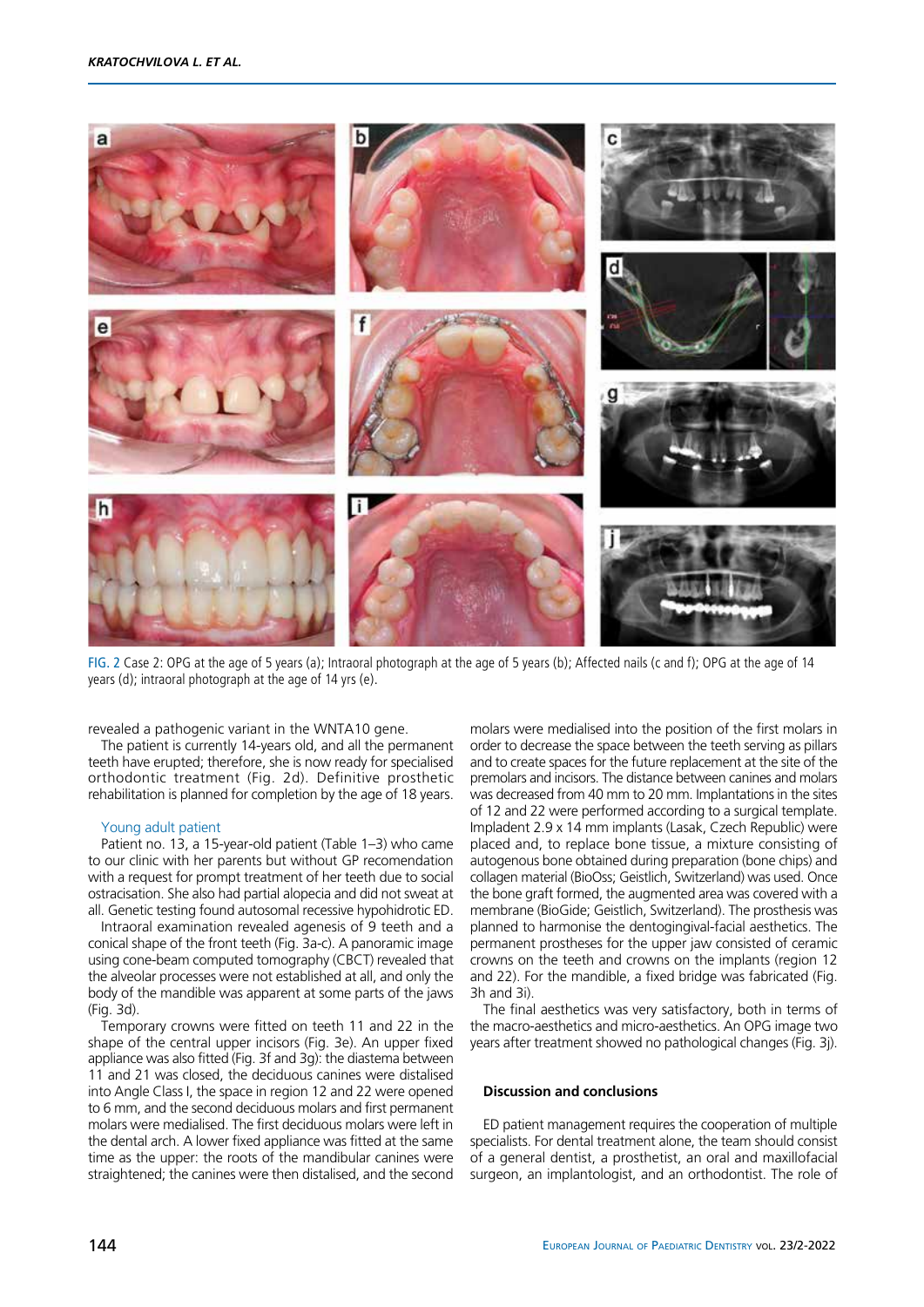FIG. 2 Case 2: OPG at the age of 5 years (a); Intraoral photograph at the age of 5 years (b); Affected nails (c and f); OPG at the age of 14 years (d); intraoral photograph at the age of 14 yrs (e).

revealed a pathogenic variant in the WNTA10 gene.

The patient is currently 14-years old, and all the permanent teeth have erupted; therefore, she is now ready for specialised orthodontic treatment (Fig. 2d). Definitive prosthetic rehabilitation is planned for completion by the age of 18 years.

### Young adult patient

Patient no. 13, a 15-year-old patient (Table 1–3) who came to our clinic with her parents but without GP recomendation with a request for prompt treatment of her teeth due to social ostracisation. She also had partial alopecia and did not sweat at all. Genetic testing found autosomal recessive hypohidrotic ED.

Intraoral examination revealed agenesis of 9 teeth and a conical shape of the front teeth (Fig. 3a-c). A panoramic image using cone-beam computed tomography (CBCT) revealed that the alveolar processes were not established at all, and only the body of the mandible was apparent at some parts of the jaws (Fig. 3d).

Temporary crowns were fitted on teeth 11 and 22 in the shape of the central upper incisors (Fig. 3e). An upper fixed appliance was also fitted (Fig. 3f and 3g): the diastema between 11 and 21 was closed, the deciduous canines were distalised into Angle Class I, the space in region 12 and 22 were opened to 6 mm, and the second deciduous molars and first permanent molars were medialised. The first deciduous molars were left in the dental arch. A lower fixed appliance was fitted at the same time as the upper: the roots of the mandibular canines were straightened; the canines were then distalised, and the second molars were medialised into the position of the first molars in order to decrease the space between the teeth serving as pillars and to create spaces for the future replacement at the site of the premolars and incisors. The distance between canines and molars was decreased from 40 mm to 20 mm. Implantations in the sites of 12 and 22 were performed according to a surgical template. Impladent 2.9 x 14 mm implants (Lasak, Czech Republic) were placed and, to replace bone tissue, a mixture consisting of autogenous bone obtained during preparation (bone chips) and collagen material (BioOss; Geistlich, Switzerland) was used. Once the bone graft formed, the augmented area was covered with a membrane (BioGide; Geistlich, Switzerland). The prosthesis was planned to harmonise the dentogingival-facial aesthetics. The permanent prostheses for the upper jaw consisted of ceramic crowns on the teeth and crowns on the implants (region 12 and 22). For the mandible, a fixed bridge was fabricated (Fig. 3h and 3i).

The final aesthetics was very satisfactory, both in terms of the macro-aesthetics and micro-aesthetics. An OPG image two years after treatment showed no pathological changes (Fig. 3j).

## Discussion and conclusions

ED patient management requires the cooperation of multiple specialists. For dental treatment alone, the team should consist of a general dentist, a prosthetist, an oral and maxillofacial surgeon, an implantologist, and an orthodontist. The role of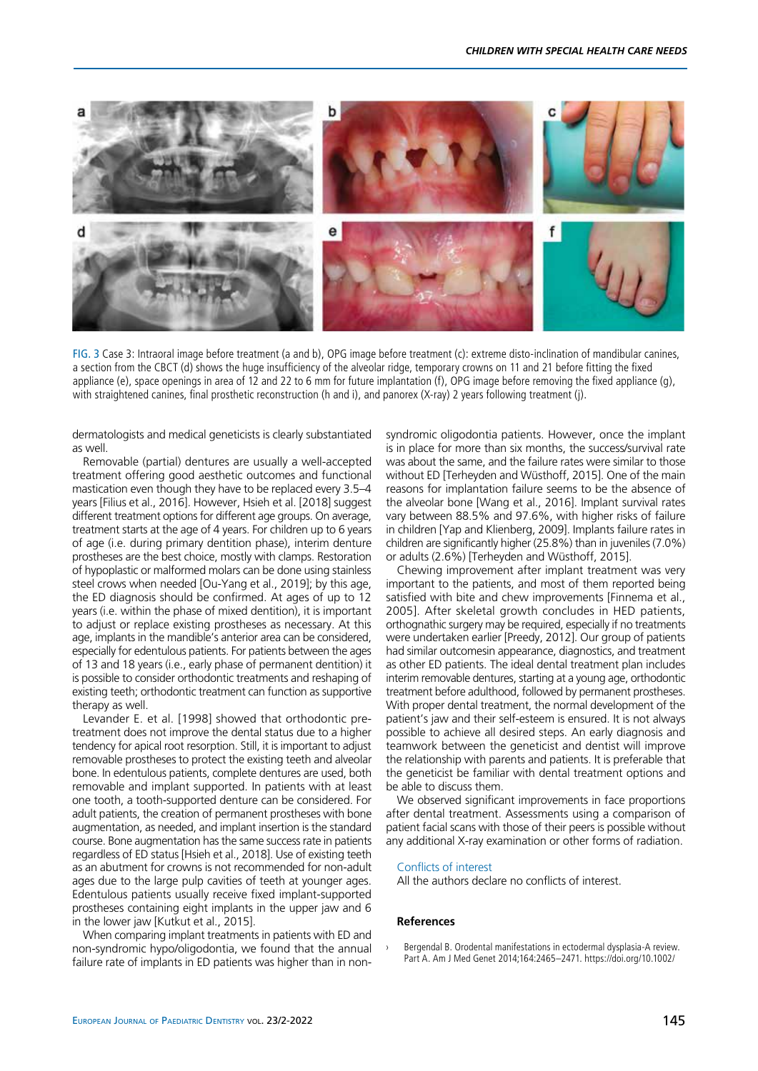FIG. 3 Case 3: Intraoral image before treatment (a and b), OPG image before treatment (c): extreme disto-inclination of mandibular canines, a section from the CBCT (d) shows the huge insufficiency of the alveolar ridge, temporary crowns on 11 and 21 before fitting the fixed appliance (e), space openings in area of 12 and 22 to 6 mm for future implantation (f), OPG image before removing the fixed appliance (g), with straightened canines, final prosthetic reconstruction (h and i), and panorex (X-ray) 2 years following treatment (j).

dermatologists and medical geneticists is clearly substantiated as well.

Removable (partial) dentures are usually a well-accepted treatment offering good aesthetic outcomes and functional mastication even though they have to be replaced every 3.5–4 years [Filius et al., 2016]. However, Hsieh et al. [2018] suggest different treatment options for different age groups. On average, treatment starts at the age of 4 years. For children up to 6 years of age (i.e. during primary dentition phase), interim denture prostheses are the best choice, mostly with clamps. Restoration of hypoplastic or malformed molars can be done using stainless steel crows when needed [Ou-Yang et al., 2019]; by this age, the ED diagnosis should be confirmed. At ages of up to 12 years (i.e. within the phase of mixed dentition), it is important to adjust or replace existing prostheses as necessary. At this age, implants in the mandible's anterior area can be considered, especially for edentulous patients. For patients between the ages of 13 and 18 years (i.e., early phase of permanent dentition) it is possible to consider orthodontic treatments and reshaping of existing teeth; orthodontic treatment can function as supportive therapy as well.

Levander E. et al. [1998] showed that orthodontic pre-treatment does not improve the dental status due to a higher tendency for apical root resorption. Still, it is important to adjust removable prostheses to protect the existing teeth and alveolar bone. In edentulous patients, complete dentures are used, both removable and implant supported. In patients with at least one tooth, a tooth-supported denture can be considered. For adult patients, the creation of permanent prostheses with bone augmentation, as needed, and implant insertion is the standard course. Bone augmentation has the same success rate in patients regardless of ED status [Hsieh et al., 2018]. Use of existing teeth as an abutment for crowns is not recommended for non-adult ages due to the large pulp cavities of teeth at younger ages. Edentulous patients usually receive fixed implant-supported prostheses containing eight implants in the upper jaw and 6 in the lower jaw [Kutkut et al., 2015].

When comparing implant treatments in patients with ED and non-syndromic hypo/oligodontia, we found that the annual failure rate of implants in ED patients was higher than in non-syndromic oligodontia patients. However, once the implant is in place for more than six months, the success/survival rate was about the same, and the failure rates were similar to those without ED [Terheyden and Wüsthoff, 2015]. One of the main reasons for implantation failure seems to be the absence of the alveolar bone [Wang et al., 2016]. Implant survival rates vary between 88.5% and 97.6%, with higher risks of failure in children [Yap and Klienberg, 2009]. Implants failure rates in children are significantly higher (25.8%) than in juveniles (7.0%) or adults (2.6%) [Terheyden and Wüsthoff, 2015].

Chewing improvement after implant treatment was very important to the patients, and most of them reported being satisfied with bite and chew improvements [Finnema et al., 2005]. After skeletal growth concludes in HED patients, orthognathic surgery may be required, especially if no treatments were undertaken earlier [Preedy, 2012]. Our group of patients had similar outcomesin appearance, diagnostics, and treatment as other ED patients. The ideal dental treatment plan includes interim removable dentures, starting at a young age, orthodontic treatment before adulthood, followed by permanent prostheses. With proper dental treatment, the normal development of the patient's jaw and their self-esteem is ensured. It is not always possible to achieve all desired steps. An early diagnosis and teamwork between the geneticist and dentist will improve the relationship with parents and patients. It is preferable that the geneticist be familiar with dental treatment options and be able to discuss them.

We observed significant improvements in face proportions after dental treatment. Assessments using a comparison of patient facial scans with those of their peers is possible without any additional X-ray examination or other forms of radiation.

## Conflicts of interest

All the authors declare no conflicts of interest.

## References

- Bergendal B. Orodental manifestations in ectodermal dysplasia-A review. Part A. Am J Med Genet 2014;164:2465–2471. https://doi.org/10.1002/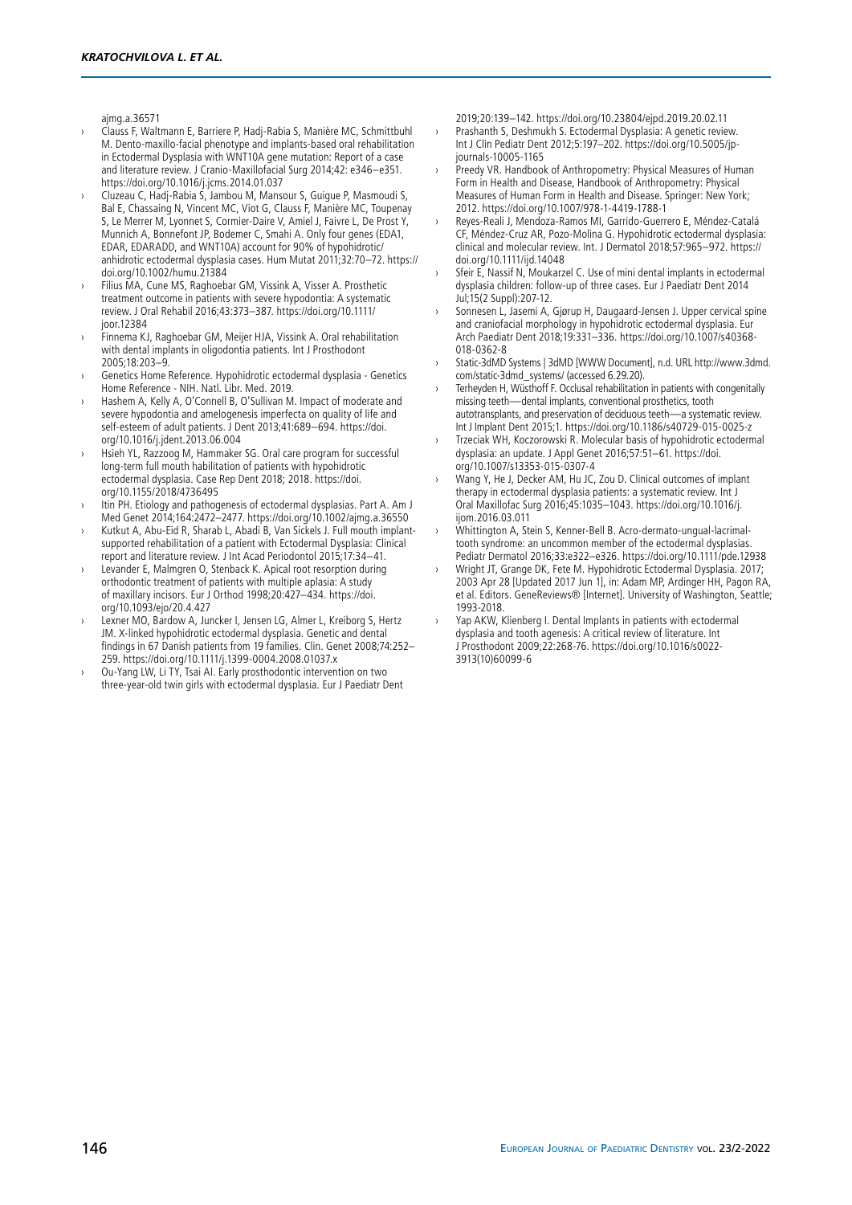ajmg.a.36571

- Clauss F, Waltmann E, Barriere P, Hadj-Rabia S, Manière MC, Schmittbuhl M. Dento-maxillo-facial phenotype and implants-based oral rehabilitation in Ectodermal Dysplasia with WNT10A gene mutation: Report of a case and literature review. J Cranio-Maxillofacial Surg 2014;42: e346–e351. https://doi.org/10.1016/j.jcms.2014.01.037
- Cluzeau C, Hadj-Rabia S, Jambou M, Mansour S, Guigue P, Masmoudi S, Bal E, Chassaing N, Vincent MC, Viot G, Clauss F, Manière MC, Toupenay S, Le Merrer M, Lyonnet S, Cormier-Daire V, Amiel J, Faivre L, De Prost Y, Munnich A, Bonnefont JP, Bodemer C, Smahi A. Only four genes (EDA1, EDAR, EDARADD, and WNT10A) account for 90% of hypohidrotic/anhidrotic ectodermal dysplasia cases. Hum Mutat 2011;32:70–72. https://doi.org/10.1002/humu.21384
- Filius MA, Cune MS, Raghoebar GM, Vissink A, Visser A. Prosthetic treatment outcome in patients with severe hypodontia: A systematic review. J Oral Rehabil 2016;43:373–387. https://doi.org/10.1111/joor.12384
- Finnema KJ, Raghoebar GM, Meijer HJA, Vissink A. Oral rehabilitation with dental implants in oligodontia patients. Int J Prosthodont 2005;18:203–9.
- Genetics Home Reference. Hypohidrotic ectodermal dysplasia - Genetics Home Reference - NIH. Natl. Libr. Med. 2019.
- Hashem A, Kelly A, O'Connell B, O'Sullivan M. Impact of moderate and severe hypodontia and amelogenesis imperfecta on quality of life and self-esteem of adult patients. J Dent 2013;41:689–694. https://doi.org/10.1016/j.jdent.2013.06.004
- Hsieh YL, Razzoog M, Hammaker SG. Oral care program for successful long-term full mouth habilitation of patients with hypohidrotic ectodermal dysplasia. Case Rep Dent 2018; 2018. https://doi.org/10.1155/2018/4736495
- Itin PH. Etiology and pathogenesis of ectodermal dysplasias. Part A. Am J Med Genet 2014;164:2472–2477. https://doi.org/10.1002/ajmg.a.36550
- Kutkut A, Abu-Eid R, Sharab L, Abadi B, Van Sickels J. Full mouth implant-supported rehabilitation of a patient with Ectodermal Dysplasia: Clinical report and literature review. J Int Acad Periodontol 2015;17:34–41.
- Levander E, Malmgren O, Stenback K. Apical root resorption during orthodontic treatment of patients with multiple aplasia: A study of maxillary incisors. Eur J Orthod 1998;20:427–434. https://doi.org/10.1093/ejo/20.4.427
- Lexner MO, Bardow A, Juncker I, Jensen LG, Almer L, Kreiborg S, Hertz JM. X-linked hypohidrotic ectodermal dysplasia. Genetic and dental findings in 67 Danish patients from 19 families. Clin. Genet 2008;74:252–259. https://doi.org/10.1111/j.1399-0004.2008.01037.x
- Ou-Yang LW, Li TY, Tsai AI. Early prosthodontic intervention on two three-year-old twin girls with ectodermal dysplasia. Eur J Paediatr Dent 2019;20:139–142. https://doi.org/10.23804/ejpd.2019.20.02.11
- Prashanth S, Deshmukh S. Ectodermal Dysplasia: A genetic review. Int J Clin Pediatr Dent 2012;5:197–202. https://doi.org/10.5005/jp-journals-10005-1165
- Preedy VR. Handbook of Anthropometry: Physical Measures of Human Form in Health and Disease, Handbook of Anthropometry: Physical Measures of Human Form in Health and Disease. Springer: New York; 2012. https://doi.org/10.1007/978-1-4419-1788-1
- Reyes-Reali J, Mendoza-Ramos MI, Garrido-Guerrero E, Méndez-Catalá CF, Méndez-Cruz AR, Pozo-Molina G. Hypohidrotic ectodermal dysplasia: clinical and molecular review. Int. J Dermatol 2018;57:965–972. https://doi.org/10.1111/ijd.14048
- Sfeir E, Nassif N, Moukarzel C. Use of mini dental implants in ectodermal dysplasia children: follow-up of three cases. Eur J Paediatr Dent 2014 Jul;15(2 Suppl):207-12.
- Sonnesen L, Jasemi A, Gjørup H, Daugaard-Jensen J. Upper cervical spine and craniofacial morphology in hypohidrotic ectodermal dysplasia. Eur Arch Paediatr Dent 2018;19:331–336. https://doi.org/10.1007/s40368-018-0362-8
- Static-3dMD Systems | 3dMD [WWW Document], n.d. URL http://www.3dmd.com/static-3dmd_systems/ (accessed 6.29.20).
- Terheyden H, Wüsthoff F. Occlusal rehabilitation in patients with congenitally missing teeth—dental implants, conventional prosthetics, tooth autotransplants, and preservation of deciduous teeth—a systematic review. Int J Implant Dent 2015;1. https://doi.org/10.1186/s40729-015-0025-z
- Trzeciak WH, Koczorowski R. Molecular basis of hypohidrotic ectodermal dysplasia: an update. J Appl Genet 2016;57:51–61. https://doi.org/10.1007/s13353-015-0307-4
- Wang Y, He J, Decker AM, Hu JC, Zou D. Clinical outcomes of implant therapy in ectodermal dysplasia patients: a systematic review. Int J Oral Maxillofac Surg 2016;45:1035–1043. https://doi.org/10.1016/j.ijom.2016.03.011
- Whittington A, Stein S, Kenner-Bell B. Acro-dermato-ungual-lacrimal-tooth syndrome: an uncommon member of the ectodermal dysplasias. Pediatr Dermatol 2016;33:e322–e326. https://doi.org/10.1111/pde.12938
- Wright JT, Grange DK, Fete M. Hypohidrotic Ectodermal Dysplasia. 2017; 2003 Apr 28 [Updated 2017 Jun 1], in: Adam MP, Ardinger HH, Pagon RA, et al. Editors. GeneReviews® [Internet]. University of Washington, Seattle; 1993-2018.
- Yap AKW, Klienberg I. Dental Implants in patients with ectodermal dysplasia and tooth agenesis: A critical review of literature. Int J Prosthodont 2009;22:268-76. https://doi.org/10.1016/s0022-3913(10)60099-6